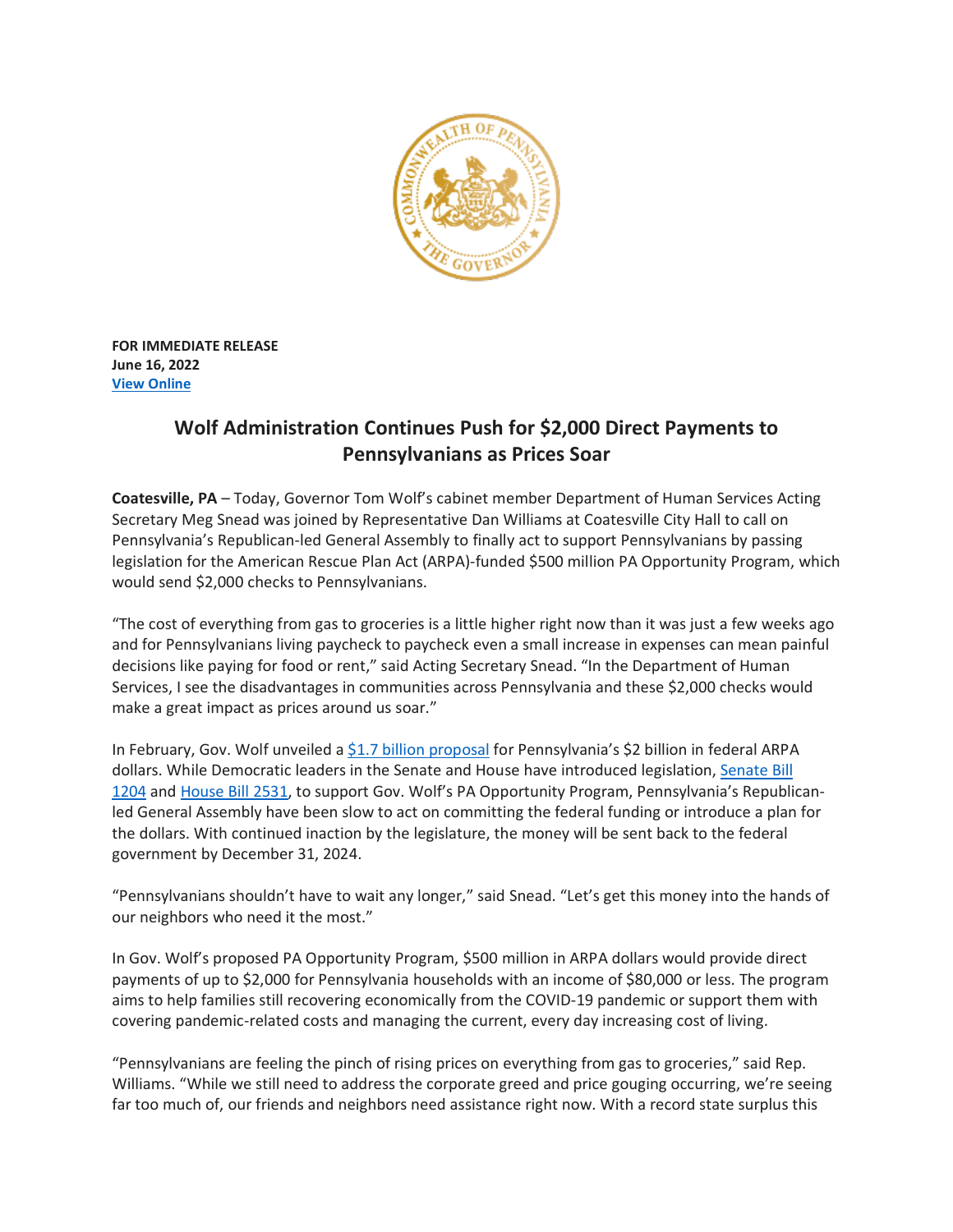**FOR IMMEDIATE RELEASE**
**June 16, 2022**
**[View Online]**

# Wolf Administration Continues Push for $2,000 Direct Payments to Pennsylvanians as Prices Soar

**Coatesville, PA** – Today, Governor Tom Wolf's cabinet member Department of Human Services Acting Secretary Meg Snead was joined by Representative Dan Williams at Coatesville City Hall to call on Pennsylvania's Republican-led General Assembly to finally act to support Pennsylvanians by passing legislation for the American Rescue Plan Act (ARPA)-funded $500 million PA Opportunity Program, which would send $2,000 checks to Pennsylvanians.

"The cost of everything from gas to groceries is a little higher right now than it was just a few weeks ago and for Pennsylvanians living paycheck to paycheck even a small increase in expenses can mean painful decisions like paying for food or rent," said Acting Secretary Snead. "In the Department of Human Services, I see the disadvantages in communities across Pennsylvania and these $2,000 checks would make a great impact as prices around us soar."

In February, Gov. Wolf unveiled a [$1.7 billion proposal] for Pennsylvania's $2 billion in federal ARPA dollars. While Democratic leaders in the Senate and House have introduced legislation, [Senate Bill 1204] and [House Bill 2531], to support Gov. Wolf's PA Opportunity Program, Pennsylvania's Republican-led General Assembly have been slow to act on committing the federal funding or introduce a plan for the dollars. With continued inaction by the legislature, the money will be sent back to the federal government by December 31, 2024.

"Pennsylvanians shouldn't have to wait any longer," said Snead. "Let's get this money into the hands of our neighbors who need it the most."

In Gov. Wolf's proposed PA Opportunity Program, $500 million in ARPA dollars would provide direct payments of up to $2,000 for Pennsylvania households with an income of $80,000 or less. The program aims to help families still recovering economically from the COVID-19 pandemic or support them with covering pandemic-related costs and managing the current, every day increasing cost of living.

"Pennsylvanians are feeling the pinch of rising prices on everything from gas to groceries," said Rep. Williams. "While we still need to address the corporate greed and price gouging occurring, we're seeing far too much of, our friends and neighbors need assistance right now. With a record state surplus this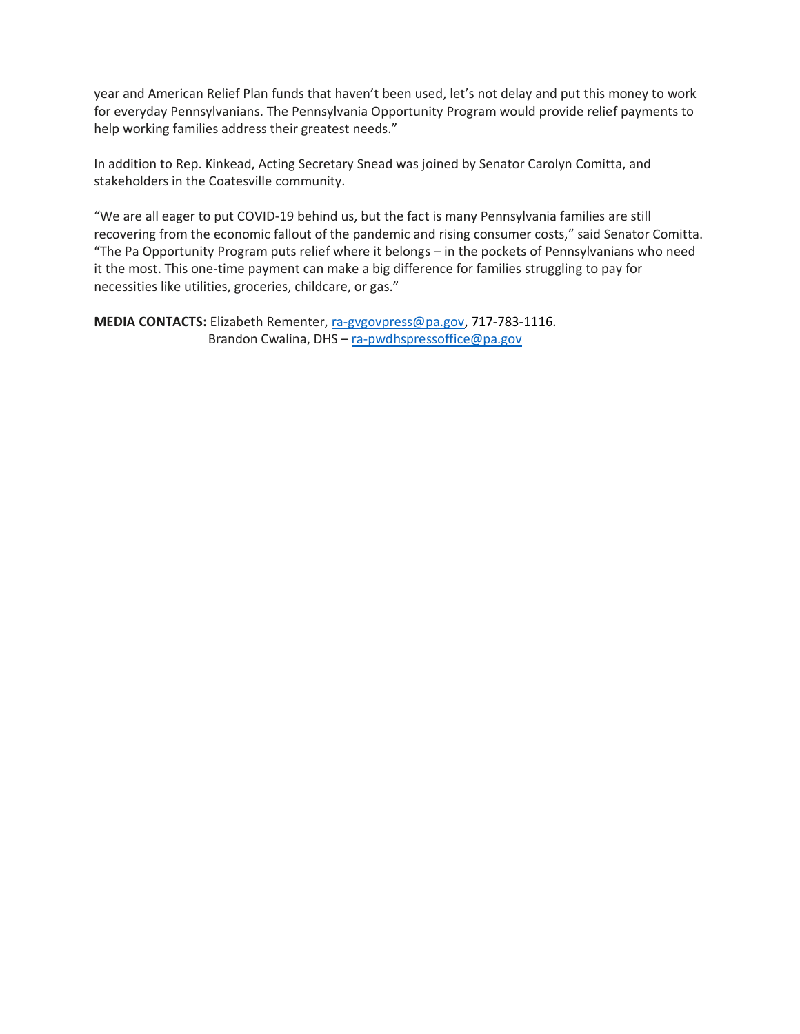year and American Relief Plan funds that haven't been used, let's not delay and put this money to work for everyday Pennsylvanians. The Pennsylvania Opportunity Program would provide relief payments to help working families address their greatest needs."

In addition to Rep. Kinkead, Acting Secretary Snead was joined by Senator Carolyn Comitta, and stakeholders in the Coatesville community.

"We are all eager to put COVID-19 behind us, but the fact is many Pennsylvania families are still recovering from the economic fallout of the pandemic and rising consumer costs," said Senator Comitta. "The Pa Opportunity Program puts relief where it belongs – in the pockets of Pennsylvanians who need it the most. This one-time payment can make a big difference for families struggling to pay for necessities like utilities, groceries, childcare, or gas."

**MEDIA CONTACTS:** Elizabeth Rementer, ra-gvgovpress@pa.gov, 717-783-1116.
Brandon Cwalina, DHS – ra-pwdhspressoffice@pa.gov